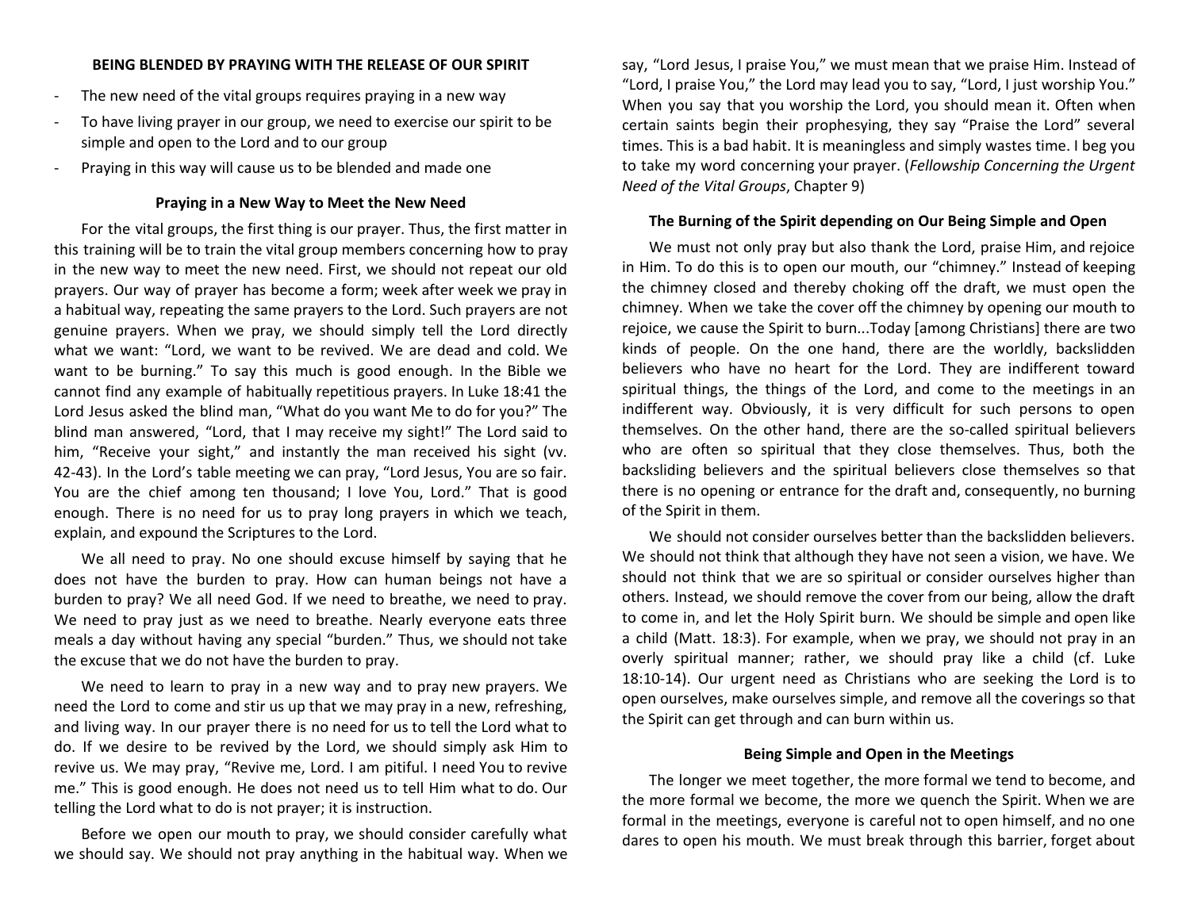# BEING BLENDED BY PRAYING WITH THE RELEASE OF OUR SPIRIT

- The new need of the vital groups requires praying in a new way
- To have living prayer in our group, we need to exercise our spirit to be simple and open to the Lord and to our group
- Praying in this way will cause us to be blended and made one

## Praying in a New Way to Meet the New Need

For the vital groups, the first thing is our prayer. Thus, the first matter in this training will be to train the vital group members concerning how to pray in the new way to meet the new need. First, we should not repeat our old prayers. Our way of prayer has become a form; week after week we pray in a habitual way, repeating the same prayers to the Lord. Such prayers are not genuine prayers. When we pray, we should simply tell the Lord directly what we want: "Lord, we want to be revived. We are dead and cold. We want to be burning." To say this much is good enough. In the Bible we cannot find any example of habitually repetitious prayers. In Luke 18:41 the Lord Jesus asked the blind man, "What do you want Me to do for you?" The blind man answered, "Lord, that I may receive my sight!" The Lord said to him, "Receive your sight," and instantly the man received his sight (vv. 42-43). In the Lord's table meeting we can pray, "Lord Jesus, You are so fair. You are the chief among ten thousand; I love You, Lord." That is good enough. There is no need for us to pray long prayers in which we teach, explain, and expound the Scriptures to the Lord.

We all need to pray. No one should excuse himself by saying that he does not have the burden to pray. How can human beings not have a burden to pray? We all need God. If we need to breathe, we need to pray. We need to pray just as we need to breathe. Nearly everyone eats three meals a day without having any special "burden." Thus, we should not take the excuse that we do not have the burden to pray.

We need to learn to pray in a new way and to pray new prayers. We need the Lord to come and stir us up that we may pray in a new, refreshing, and living way. In our prayer there is no need for us to tell the Lord what to do. If we desire to be revived by the Lord, we should simply ask Him to revive us. We may pray, "Revive me, Lord. I am pitiful. I need You to revive me." This is good enough. He does not need us to tell Him what to do. Our telling the Lord what to do is not prayer; it is instruction.

Before we open our mouth to pray, we should consider carefully what we should say. We should not pray anything in the habitual way. When we say, "Lord Jesus, I praise You," we must mean that we praise Him. Instead of "Lord, I praise You," the Lord may lead you to say, "Lord, I just worship You." When you say that you worship the Lord, you should mean it. Often when certain saints begin their prophesying, they say "Praise the Lord" several times. This is a bad habit. It is meaningless and simply wastes time. I beg you to take my word concerning your prayer. (*Fellowship Concerning the Urgent Need of the Vital Groups*, Chapter 9)

## The Burning of the Spirit depending on Our Being Simple and Open

We must not only pray but also thank the Lord, praise Him, and rejoice in Him. To do this is to open our mouth, our "chimney." Instead of keeping the chimney closed and thereby choking off the draft, we must open the chimney. When we take the cover off the chimney by opening our mouth to rejoice, we cause the Spirit to burn...Today [among Christians] there are two kinds of people. On the one hand, there are the worldly, backslidden believers who have no heart for the Lord. They are indifferent toward spiritual things, the things of the Lord, and come to the meetings in an indifferent way. Obviously, it is very difficult for such persons to open themselves. On the other hand, there are the so-called spiritual believers who are often so spiritual that they close themselves. Thus, both the backsliding believers and the spiritual believers close themselves so that there is no opening or entrance for the draft and, consequently, no burning of the Spirit in them.

We should not consider ourselves better than the backslidden believers. We should not think that although they have not seen a vision, we have. We should not think that we are so spiritual or consider ourselves higher than others. Instead, we should remove the cover from our being, allow the draft to come in, and let the Holy Spirit burn. We should be simple and open like a child (Matt. 18:3). For example, when we pray, we should not pray in an overly spiritual manner; rather, we should pray like a child (cf. Luke 18:10-14). Our urgent need as Christians who are seeking the Lord is to open ourselves, make ourselves simple, and remove all the coverings so that the Spirit can get through and can burn within us.

## Being Simple and Open in the Meetings

The longer we meet together, the more formal we tend to become, and the more formal we become, the more we quench the Spirit. When we are formal in the meetings, everyone is careful not to open himself, and no one dares to open his mouth. We must break through this barrier, forget about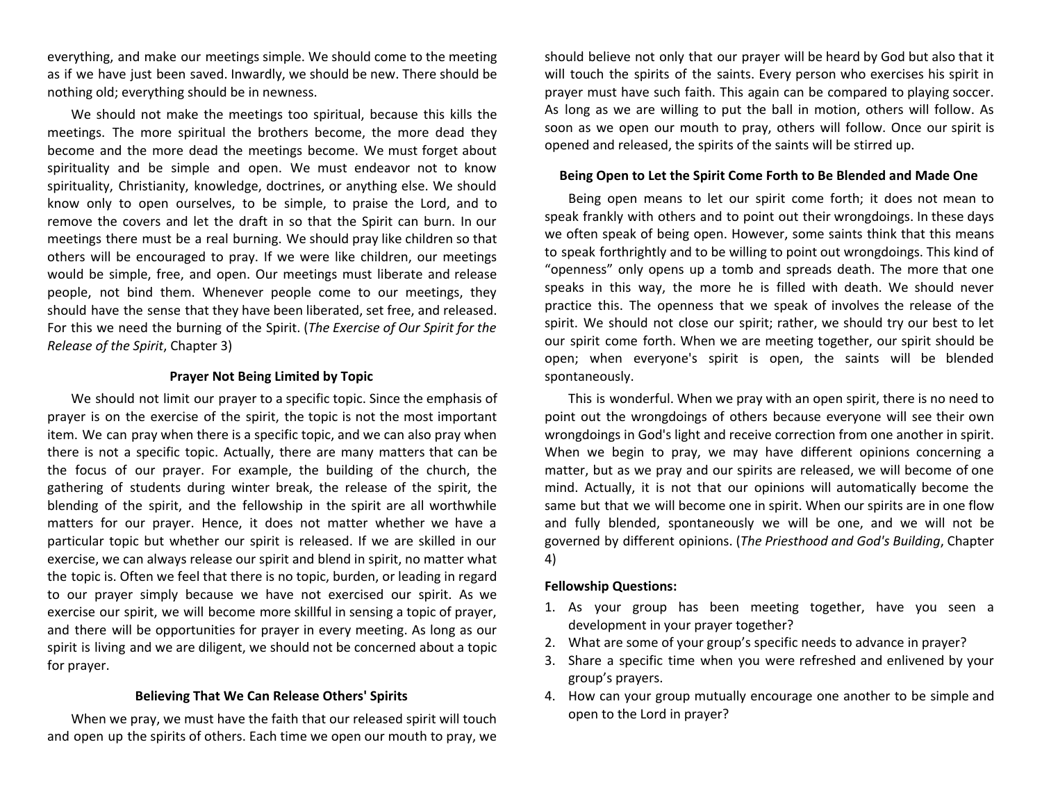everything, and make our meetings simple. We should come to the meeting as if we have just been saved. Inwardly, we should be new. There should be nothing old; everything should be in newness.

We should not make the meetings too spiritual, because this kills the meetings. The more spiritual the brothers become, the more dead they become and the more dead the meetings become. We must forget about spirituality and be simple and open. We must endeavor not to know spirituality, Christianity, knowledge, doctrines, or anything else. We should know only to open ourselves, to be simple, to praise the Lord, and to remove the covers and let the draft in so that the Spirit can burn. In our meetings there must be a real burning. We should pray like children so that others will be encouraged to pray. If we were like children, our meetings would be simple, free, and open. Our meetings must liberate and release people, not bind them. Whenever people come to our meetings, they should have the sense that they have been liberated, set free, and released. For this we need the burning of the Spirit. (*The Exercise of Our Spirit for the Release of the Spirit*, Chapter 3)

### Prayer Not Being Limited by Topic

We should not limit our prayer to a specific topic. Since the emphasis of prayer is on the exercise of the spirit, the topic is not the most important item. We can pray when there is a specific topic, and we can also pray when there is not a specific topic. Actually, there are many matters that can be the focus of our prayer. For example, the building of the church, the gathering of students during winter break, the release of the spirit, the blending of the spirit, and the fellowship in the spirit are all worthwhile matters for our prayer. Hence, it does not matter whether we have a particular topic but whether our spirit is released. If we are skilled in our exercise, we can always release our spirit and blend in spirit, no matter what the topic is. Often we feel that there is no topic, burden, or leading in regard to our prayer simply because we have not exercised our spirit. As we exercise our spirit, we will become more skillful in sensing a topic of prayer, and there will be opportunities for prayer in every meeting. As long as our spirit is living and we are diligent, we should not be concerned about a topic for prayer.

### Believing That We Can Release Others' Spirits

When we pray, we must have the faith that our released spirit will touch and open up the spirits of others. Each time we open our mouth to pray, we should believe not only that our prayer will be heard by God but also that it will touch the spirits of the saints. Every person who exercises his spirit in prayer must have such faith. This again can be compared to playing soccer. As long as we are willing to put the ball in motion, others will follow. As soon as we open our mouth to pray, others will follow. Once our spirit is opened and released, the spirits of the saints will be stirred up.

### Being Open to Let the Spirit Come Forth to Be Blended and Made One

Being open means to let our spirit come forth; it does not mean to speak frankly with others and to point out their wrongdoings. In these days we often speak of being open. However, some saints think that this means to speak forthrightly and to be willing to point out wrongdoings. This kind of "openness" only opens up a tomb and spreads death. The more that one speaks in this way, the more he is filled with death. We should never practice this. The openness that we speak of involves the release of the spirit. We should not close our spirit; rather, we should try our best to let our spirit come forth. When we are meeting together, our spirit should be open; when everyone's spirit is open, the saints will be blended spontaneously.

This is wonderful. When we pray with an open spirit, there is no need to point out the wrongdoings of others because everyone will see their own wrongdoings in God's light and receive correction from one another in spirit. When we begin to pray, we may have different opinions concerning a matter, but as we pray and our spirits are released, we will become of one mind. Actually, it is not that our opinions will automatically become the same but that we will become one in spirit. When our spirits are in one flow and fully blended, spontaneously we will be one, and we will not be governed by different opinions. (*The Priesthood and God's Building*, Chapter 4)

**Fellowship Questions:**

1. As your group has been meeting together, have you seen a development in your prayer together?
2. What are some of your group's specific needs to advance in prayer?
3. Share a specific time when you were refreshed and enlivened by your group's prayers.
4. How can your group mutually encourage one another to be simple and open to the Lord in prayer?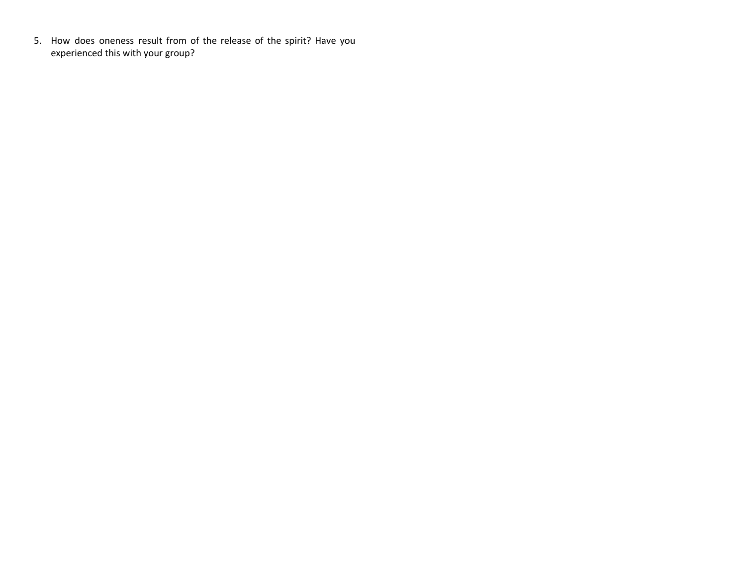5. How does oneness result from of the release of the spirit? Have you experienced this with your group?